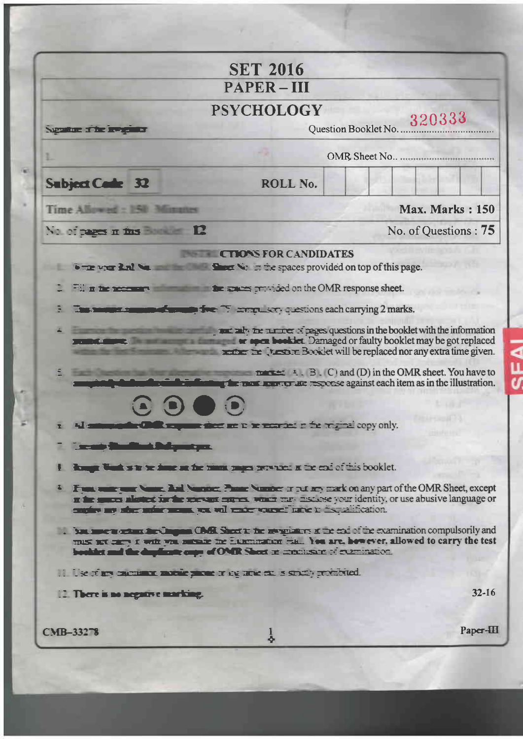# SET 2016

## PAPER – III

## PSYCHOLOGY

| Signature of the Invigilator | Question Booklet No. 320333 |
|---|---|
| 1. | OMR Sheet No.. ................................... |

| Subject Code 32 | ROLL No. | | | | | | | | |
|---|---|---|---|---|---|---|---|---|---|

| Time Allowed : 150 Minutes | Max. Marks : 150 |
|---|---|
| No. of pages in this Booklet : 12 | No. of Questions : 75 |

### INSTRUCTIONS FOR CANDIDATES

1. Write your Roll No. and the OMR Sheet No. in the spaces provided on top of this page.
2. Fill in the necessary information in the spaces provided on the OMR response sheet.
3. This booklet consists of seventy five (75) compulsory questions each carrying 2 marks.
4. Examine the question booklet carefully and tally the number of pages/questions in the booklet with the information printed above. Do not accept a damaged or open booklet. Damaged or faulty booklet may be got replaced within the first 5 minutes. Afterwards, neither the Question Booklet will be replaced nor any extra time given.
5. Each Question has four alternative responses marked (A), (B), (C) and (D) in the OMR sheet. You have to completely darken the circle indicating the most appropriate response against each item as in the illustration.

   (A) (B) ● (D)

6. All entries in the OMR response sheet are to be recorded in the original copy only.
7. Use only Blue/Black Ball point pen.
8. Rough Work is to be done on the blank pages provided at the end of this booklet.
9. If you write your Name, Roll Number, Phone Number or put any mark on any part of the OMR Sheet, except in the spaces allotted for the relevant entries, which may disclose your identity, or use abusive language or employ any other unfair means, you will render yourself liable to disqualification.
10. You have to return the Original OMR Sheet to the invigilators at the end of the examination compulsorily and must not carry it with you outside the Examination Hall. **You are, however, allowed to carry the test booklet and the duplicate copy of OMR Sheet on conclusion of examination.**
11. Use of any calculator, mobile phone or log table etc. is strictly prohibited.
12. **There is no negative marking.**

32-16

CMB-33278 Paper-III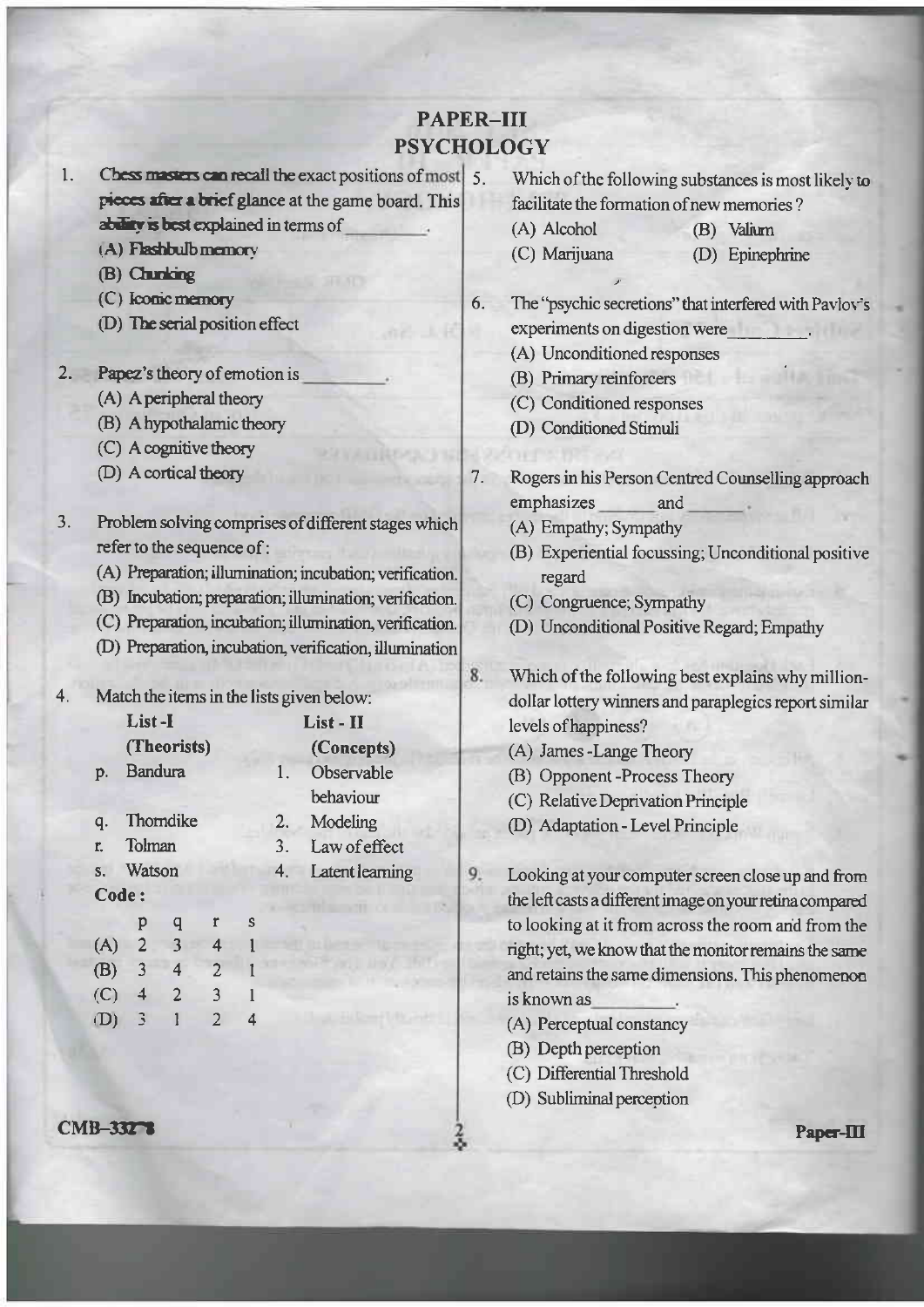# PAPER–III
# PSYCHOLOGY

1. Chess masters can recall the exact positions of most pieces after a brief glance at the game board. This ability is best explained in terms of ________.
   (A) Flashbulb memory
   (B) Chunking
   (C) Iconic memory
   (D) The serial position effect

2. Papez's theory of emotion is ________.
   (A) A peripheral theory
   (B) A hypothalamic theory
   (C) A cognitive theory
   (D) A cortical theory

3. Problem solving comprises of different stages which refer to the sequence of :
   (A) Preparation; illumination; incubation; verification.
   (B) Incubation; preparation; illumination; verification.
   (C) Preparation, incubation; illumination, verification.
   (D) Preparation, incubation, verification, illumination

4. Match the items in the lists given below:

| | List - I (Theorists) | | List - II (Concepts) |
|---|---|---|---|
| p. | Bandura | 1. | Observable behaviour |
| q. | Thorndike | 2. | Modeling |
| r. | Tolman | 3. | Law of effect |
| s. | Watson | 4. | Latent learning |

**Code :**

| | p | q | r | s |
|---|---|---|---|---|
| (A) | 2 | 3 | 4 | 1 |
| (B) | 3 | 4 | 2 | 1 |
| (C) | 4 | 2 | 3 | 1 |
| (D) | 3 | 1 | 2 | 4 |

5. Which of the following substances is most likely to facilitate the formation of new memories ?
   (A) Alcohol
   (B) Valium
   (C) Marijuana
   (D) Epinephrine

6. The "psychic secretions" that interfered with Pavlov's experiments on digestion were ________.
   (A) Unconditioned responses
   (B) Primary reinforcers
   (C) Conditioned responses
   (D) Conditioned Stimuli

7. Rogers in his Person Centred Counselling approach emphasizes ______ and ______.
   (A) Empathy; Sympathy
   (B) Experiential focussing; Unconditional positive regard
   (C) Congruence; Sympathy
   (D) Unconditional Positive Regard; Empathy

8. Which of the following best explains why million-dollar lottery winners and paraplegics report similar levels of happiness?
   (A) James-Lange Theory
   (B) Opponent-Process Theory
   (C) Relative Deprivation Principle
   (D) Adaptation-Level Principle

9. Looking at your computer screen close up and from the left casts a different image on your retina compared to looking at it from across the room and from the right; yet, we know that the monitor remains the same and retains the same dimensions. This phenomenon is known as ________.
   (A) Perceptual constancy
   (B) Depth perception
   (C) Differential Threshold
   (D) Subliminal perception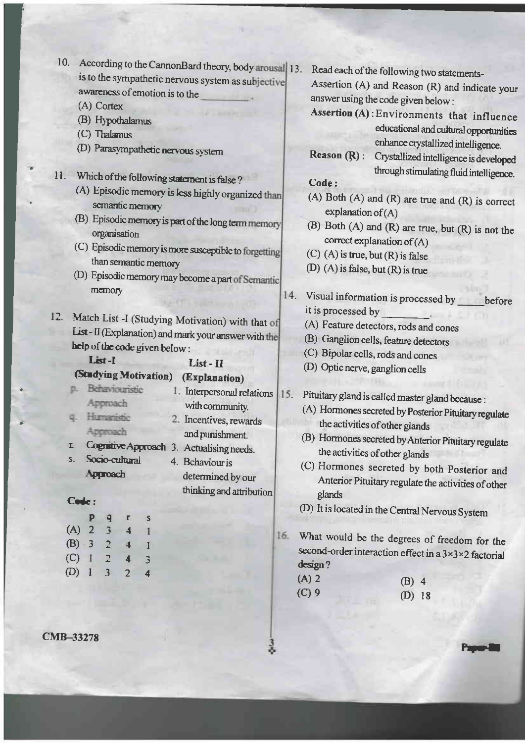10. According to the CannonBard theory, body arousal is to the sympathetic nervous system as subjective awareness of emotion is to the ________.

    (A) Cortex

    (B) Hypothalamus

    (C) Thalamus

    (D) Parasympathetic nervous system

11. Which of the following statement is false ?

    (A) Episodic memory is less highly organized than semantic memory

    (B) Episodic memory is part of the long term memory organisation

    (C) Episodic memory is more susceptible to forgetting than semantic memory

    (D) Episodic memory may become a part of Semantic memory

12. Match List -I (Studying Motivation) with that of List - II (Explanation) and mark your answer with the help of the code given below :

| List -I (Studying Motivation) | List - II (Explanation) |
|---|---|
| p. Behaviouristic Approach | 1. Interpersonal relations with community. |
| q. Humanistic Approach | 2. Incentives, rewards and punishment. |
| r. Cognitive Approach | 3. Actualising needs. |
| s. Socio-cultural Approach | 4. Behaviour is determined by our thinking and attribution |

**Code :**

|  | p | q | r | s |
|---|---|---|---|---|
| (A) | 2 | 3 | 4 | 1 |
| (B) | 3 | 2 | 4 | 1 |
| (C) | 1 | 2 | 4 | 3 |
| (D) | 1 | 3 | 2 | 4 |

13. Read each of the following two statements- Assertion (A) and Reason (R) and indicate your answer using the code given below :

    **Assertion (A) :** Environments that influence educational and cultural opportunities enhance crystallized intelligence.

    **Reason (R) :** Crystallized intelligence is developed through stimulating fluid intelligence.

    **Code :**

    (A) Both (A) and (R) are true and (R) is correct explanation of (A)

    (B) Both (A) and (R) are true, but (R) is not the correct explanation of (A)

    (C) (A) is true, but (R) is false

    (D) (A) is false, but (R) is true

14. Visual information is processed by ____ before it is processed by ________.

    (A) Feature detectors, rods and cones

    (B) Ganglion cells, feature detectors

    (C) Bipolar cells, rods and cones

    (D) Optic nerve, ganglion cells

15. Pituitary gland is called master gland because :

    (A) Hormones secreted by Posterior Pituitary regulate the activities of other glands

    (B) Hormones secreted by Anterior Pituitary regulate the activities of other glands

    (C) Hormones secreted by both Posterior and Anterior Pituitary regulate the activities of other glands

    (D) It is located in the Central Nervous System

16. What would be the degrees of freedom for the second-order interaction effect in a $3 \times 3 \times 2$ factorial design ?

    (A) 2 (B) 4

    (C) 9 (D) 18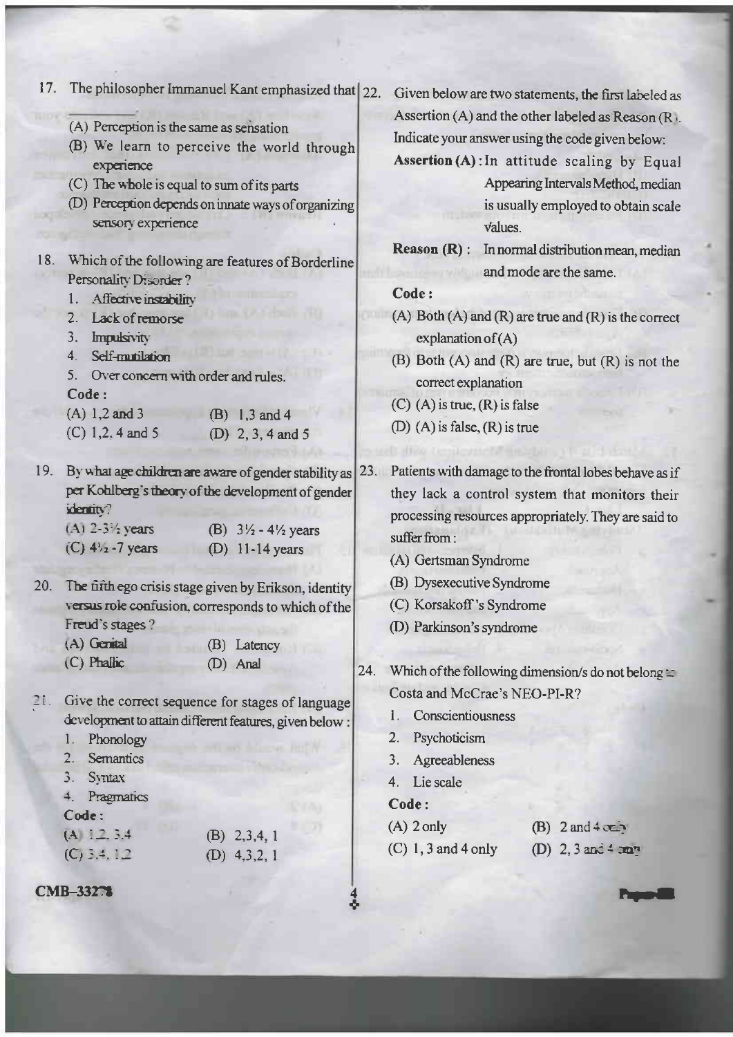17. The philosopher Immanuel Kant emphasized that ________.
    (A) Perception is the same as sensation
    (B) We learn to perceive the world through experience
    (C) The whole is equal to sum of its parts
    (D) Perception depends on innate ways of organizing sensory experience

18. Which of the following are features of Borderline Personality Disorder ?
    1. Affective instability
    2. Lack of remorse
    3. Impulsivity
    4. Self-mutilation
    5. Over concern with order and rules.

    **Code :**

    (A) 1,2 and 3 (B) 1,3 and 4
    (C) 1,2, 4 and 5 (D) 2, 3, 4 and 5

19. By what age children are aware of gender stability as per Kohlberg's theory of the development of gender identity?
    (A) 2-3½ years (B) 3½ - 4½ years
    (C) 4½ -7 years (D) 11-14 years

20. The fifth ego crisis stage given by Erikson, identity versus role confusion, corresponds to which of the Freud's stages ?
    (A) Genital (B) Latency
    (C) Phallic (D) Anal

21. Give the correct sequence for stages of language development to attain different features, given below :
    1. Phonology
    2. Semantics
    3. Syntax
    4. Pragmatics

    **Code :**

    (A) 1,2, 3,4 (B) 2,3,4, 1
    (C) 3,4, 1,2 (D) 4,3,2, 1

22. Given below are two statements, the first labeled as Assertion (A) and the other labeled as Reason (R). Indicate your answer using the code given below:

    **Assertion (A) :** In attitude scaling by Equal Appearing Intervals Method, median is usually employed to obtain scale values.

    **Reason (R) :** In normal distribution mean, median and mode are the same.

    **Code :**

    (A) Both (A) and (R) are true and (R) is the correct explanation of (A)
    (B) Both (A) and (R) are true, but (R) is not the correct explanation
    (C) (A) is true, (R) is false
    (D) (A) is false, (R) is true

23. Patients with damage to the frontal lobes behave as if they lack a control system that monitors their processing resources appropriately. They are said to suffer from :
    (A) Gertsman Syndrome
    (B) Dysexecutive Syndrome
    (C) Korsakoff's Syndrome
    (D) Parkinson's syndrome

24. Which of the following dimension/s do not belong to Costa and McCrae's NEO-PI-R?
    1. Conscientiousness
    2. Psychoticism
    3. Agreeableness
    4. Lie scale

    **Code :**

    (A) 2 only (B) 2 and 4 only
    (C) 1, 3 and 4 only (D) 2, 3 and 4 only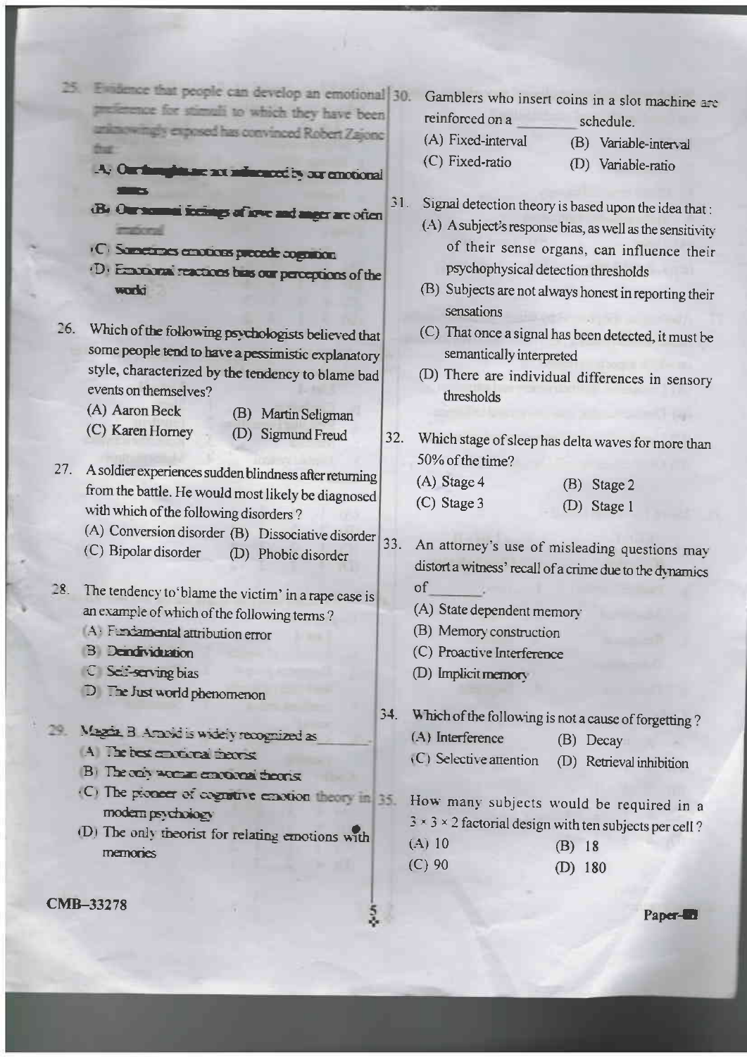25. Evidence that people can develop an emotional preference for stimuli to which they have been unknowingly exposed has convinced Robert Zajonc that:
(A) Our thoughts are not influenced by our emotional states
(B) Our normal feelings of love and anger are often irrational
(C) Sometimes emotions precede cognition
(D) Emotional reactions bias our perceptions of the world

26. Which of the following psychologists believed that some people tend to have a pessimistic explanatory style, characterized by the tendency to blame bad events on themselves?
(A) Aaron Beck (B) Martin Seligman
(C) Karen Horney (D) Sigmund Freud

27. A soldier experiences sudden blindness after returning from the battle. He would most likely be diagnosed with which of the following disorders ?
(A) Conversion disorder (B) Dissociative disorder
(C) Bipolar disorder (D) Phobic disorder

28. The tendency to 'blame the victim' in a rape case is an example of which of the following terms ?
(A) Fundamental attribution error
(B) Deindividuation
(C) Self-serving bias
(D) The Just world phenomenon

29. Magda B. Arnold is widely recognized as ________.
(A) The best emotional theorist
(B) The only woman emotional theorist
(C) The pioneer of cognitive emotion theory in modern psychology
(D) The only theorist for relating emotions with memories

30. Gamblers who insert coins in a slot machine are reinforced on a ________ schedule.
(A) Fixed-interval (B) Variable-interval
(C) Fixed-ratio (D) Variable-ratio

31. Signal detection theory is based upon the idea that :
(A) A subject's response bias, as well as the sensitivity of their sense organs, can influence their psychophysical detection thresholds
(B) Subjects are not always honest in reporting their sensations
(C) That once a signal has been detected, it must be semantically interpreted
(D) There are individual differences in sensory thresholds

32. Which stage of sleep has delta waves for more than 50% of the time?
(A) Stage 4 (B) Stage 2
(C) Stage 3 (D) Stage 1

33. An attorney's use of misleading questions may distort a witness' recall of a crime due to the dynamics of ________.
(A) State dependent memory
(B) Memory construction
(C) Proactive Interference
(D) Implicit memory

34. Which of the following is not a cause of forgetting ?
(A) Interference (B) Decay
(C) Selective attention (D) Retrieval inhibition

35. How many subjects would be required in a $3 \times 3 \times 2$ factorial design with ten subjects per cell ?
(A) 10 (B) 18
(C) 90 (D) 180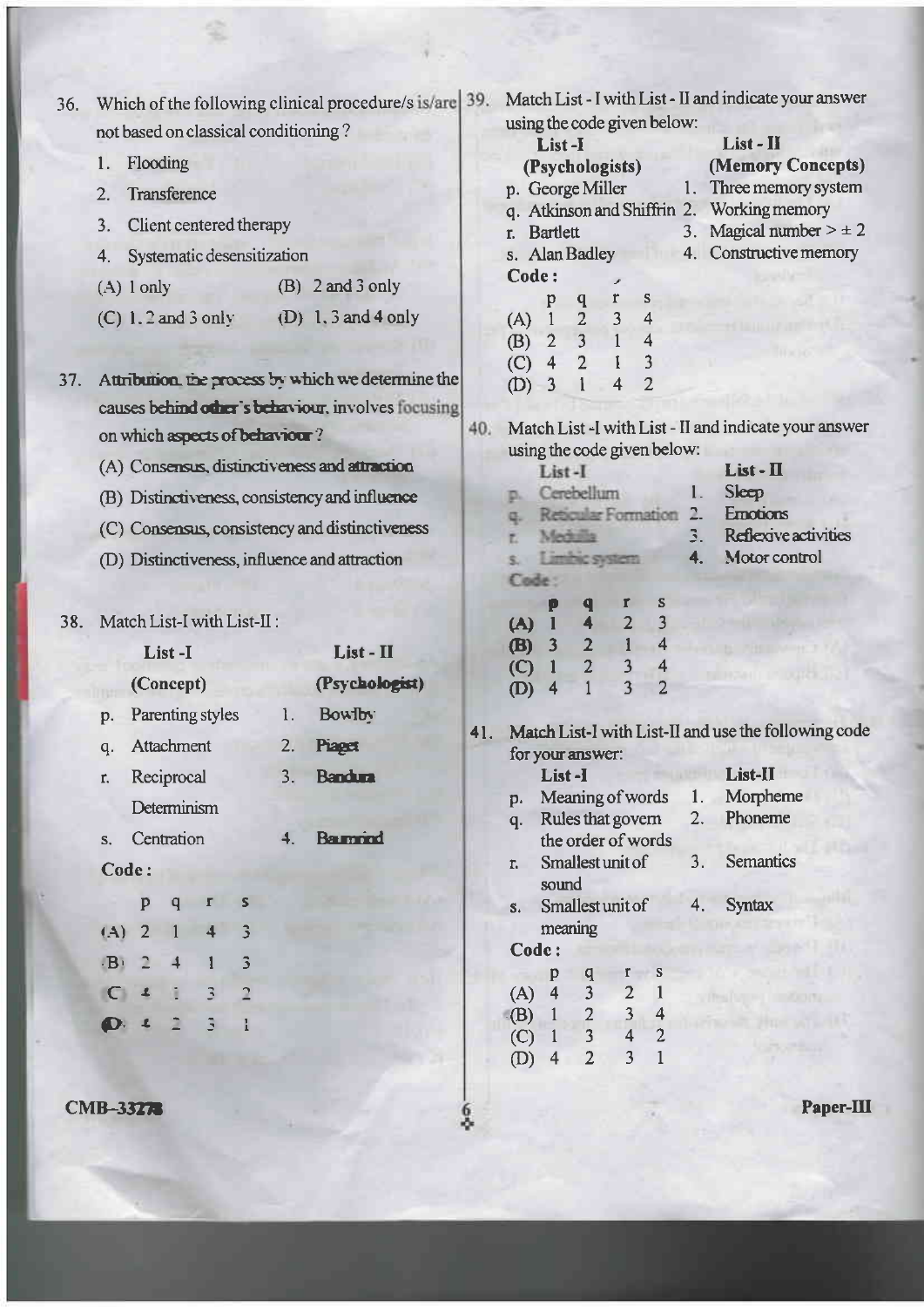36. Which of the following clinical procedure/s is/are not based on classical conditioning ?

    1. Flooding
    2. Transference
    3. Client centered therapy
    4. Systematic desensitization

    (A) 1 only  (B) 2 and 3 only

    (C) 1, 2 and 3 only  (D) 1, 3 and 4 only

37. Attribution, the process by which we determine the causes behind other's behaviour, involves focusing on which aspects of behaviour ?

    (A) Consensus, distinctiveness and attraction

    (B) Distinctiveness, consistency and influence

    (C) Consensus, consistency and distinctiveness

    (D) Distinctiveness, influence and attraction

38. Match List-I with List-II :

| | List - I (Concept) | | List - II (Psychologist) |
|---|---|---|---|
| p. | Parenting styles | 1. | Bowlby |
| q. | Attachment | 2. | Piaget |
| r. | Reciprocal Determinism | 3. | Bandura |
| s. | Centration | 4. | Baumrind |

**Code :**

| | p | q | r | s |
|---|---|---|---|---|
| (A) | 2 | 1 | 4 | 3 |
| (B) | 2 | 4 | 1 | 3 |
| (C) | 4 | 1 | 3 | 2 |
| (D) | 4 | 2 | 3 | 1 |

39. Match List - I with List - II and indicate your answer using the code given below:

| | List - I (Psychologists) | | List - II (Memory Concepts) |
|---|---|---|---|
| p. | George Miller | 1. | Three memory system |
| q. | Atkinson and Shiffrin | 2. | Working memory |
| r. | Bartlett | 3. | Magical number > ± 2 |
| s. | Alan Badley | 4. | Constructive memory |

**Code :**

| | p | q | r | s |
|---|---|---|---|---|
| (A) | 1 | 2 | 3 | 4 |
| (B) | 2 | 3 | 1 | 4 |
| (C) | 4 | 2 | 1 | 3 |
| (D) | 3 | 1 | 4 | 2 |

40. Match List -I with List - II and indicate your answer using the code given below:

| | List - I | | List - II |
|---|---|---|---|
| p. | Cerebellum | 1. | Sleep |
| q. | Reticular Formation | 2. | Emotions |
| r. | Medulla | 3. | Reflexive activities |
| s. | Limbic system | 4. | Motor control |

**Code :**

| | p | q | r | s |
|---|---|---|---|---|
| (A) | 1 | 4 | 2 | 3 |
| (B) | 3 | 2 | 1 | 4 |
| (C) | 1 | 2 | 3 | 4 |
| (D) | 4 | 1 | 3 | 2 |

41. Match List-I with List-II and use the following code for your answer:

| | List - I | | List - II |
|---|---|---|---|
| p. | Meaning of words | 1. | Morpheme |
| q. | Rules that govern the order of words | 2. | Phoneme |
| r. | Smallest unit of sound | 3. | Semantics |
| s. | Smallest unit of meaning | 4. | Syntax |

**Code :**

| | p | q | r | s |
|---|---|---|---|---|
| (A) | 4 | 3 | 2 | 1 |
| (B) | 1 | 2 | 3 | 4 |
| (C) | 1 | 3 | 4 | 2 |
| (D) | 4 | 2 | 3 | 1 |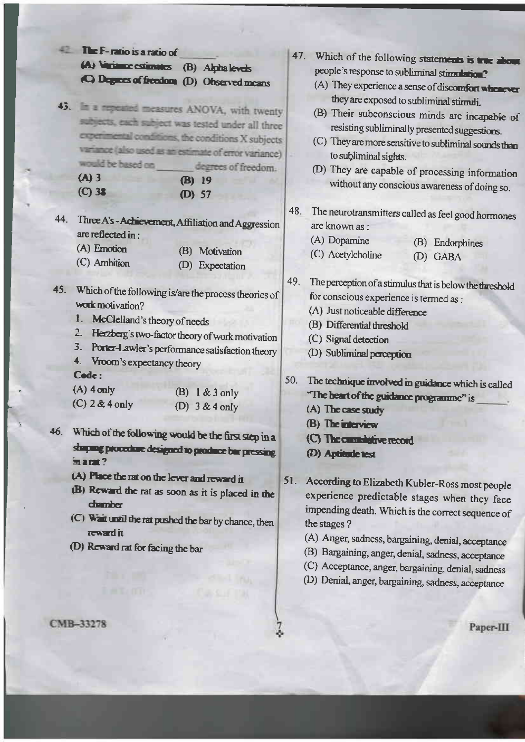42. The F-ratio is a ratio of _______.

(A) Variance estimates (B) Alpha levels

(C) Degrees of freedom (D) Observed means

43. In a repeated measures ANOVA, with twenty subjects, each subject was tested under all three experimental conditions, the conditions X subjects variance (also used as an estimate of error variance) would be based on _______ degrees of freedom.

(A) 3 (B) 19

(C) 38 (D) 57

44. Three A's - Achievement, Affiliation and Aggression are reflected in :

(A) Emotion (B) Motivation

(C) Ambition (D) Expectation

45. Which of the following is/are the process theories of work motivation?

1. McClelland's theory of needs
2. Herzberg's two-factor theory of work motivation
3. Porter-Lawler's performance satisfaction theory
4. Vroom's expectancy theory

**Code :**

(A) 4 only (B) 1 & 3 only

(C) 2 & 4 only (D) 3 & 4 only

46. Which of the following would be the first step in a shaping procedure designed to produce bar pressing in a rat ?

(A) Place the rat on the lever and reward it

(B) Reward the rat as soon as it is placed in the chamber

(C) Wait until the rat pushed the bar by chance, then reward it

(D) Reward rat for facing the bar

47. Which of the following statements is true about people's response to subliminal stimulation?

(A) They experience a sense of discomfort whenever they are exposed to subliminal stimuli.

(B) Their subconscious minds are incapable of resisting subliminally presented suggestions.

(C) They are more sensitive to subliminal sounds than to subliminal sights.

(D) They are capable of processing information without any conscious awareness of doing so.

48. The neurotransmitters called as feel good hormones are known as :

(A) Dopamine (B) Endorphines

(C) Acetylcholine (D) GABA

49. The perception of a stimulus that is below the threshold for conscious experience is termed as :

(A) Just noticeable difference

(B) Differential threshold

(C) Signal detection

(D) Subliminal perception

50. The technique involved in guidance which is called "The heart of the guidance programme" is _______.

(A) The case study

(B) The interview

(C) The cumulative record

(D) Aptitude test

51. According to Elizabeth Kubler-Ross most people experience predictable stages when they face impending death. Which is the correct sequence of the stages ?

(A) Anger, sadness, bargaining, denial, acceptance

(B) Bargaining, anger, denial, sadness, acceptance

(C) Acceptance, anger, bargaining, denial, sadness

(D) Denial, anger, bargaining, sadness, acceptance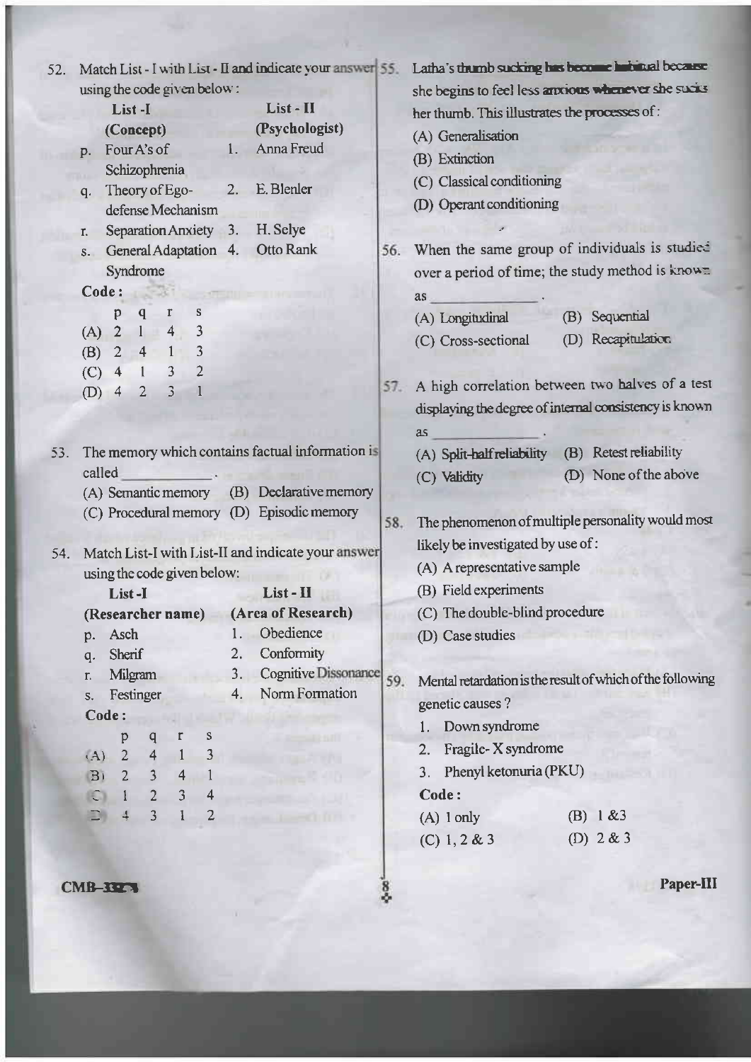52. Match List - I with List - II and indicate your answer using the code given below :

| List -I (Concept) | List - II (Psychologist) |
|---|---|
| p. Four A's of Schizophrenia | 1. Anna Freud |
| q. Theory of Ego-defense Mechanism | 2. E. Blenler |
| r. Separation Anxiety | 3. H. Selye |
| s. General Adaptation Syndrome | 4. Otto Rank |

**Code :**

| | p | q | r | s |
|---|---|---|---|---|
| (A) | 2 | 1 | 4 | 3 |
| (B) | 2 | 4 | 1 | 3 |
| (C) | 4 | 1 | 3 | 2 |
| (D) | 4 | 2 | 3 | 1 |

53. The memory which contains factual information is called ___________.

(A) Semantic memory (B) Declarative memory
(C) Procedural memory (D) Episodic memory

54. Match List-I with List-II and indicate your answer using the code given below:

| List -I (Researcher name) | List - II (Area of Research) |
|---|---|
| p. Asch | 1. Obedience |
| q. Sherif | 2. Conformity |
| r. Milgram | 3. Cognitive Dissonance |
| s. Festinger | 4. Norm Formation |

**Code :**

| | p | q | r | s |
|---|---|---|---|---|
| (A) | 2 | 4 | 1 | 3 |
| (B) | 2 | 3 | 4 | 1 |
| (C) | 1 | 2 | 3 | 4 |
| (D) | 4 | 3 | 1 | 2 |

55. Latha's thumb sucking has become habitual because she begins to feel less anxious whenever she sucks her thumb. This illustrates the processes of :

(A) Generalisation
(B) Extinction
(C) Classical conditioning
(D) Operant conditioning

56. When the same group of individuals is studied over a period of time; the study method is known as ___________.

(A) Longitudinal (B) Sequential
(C) Cross-sectional (D) Recapitulation

57. A high correlation between two halves of a test displaying the degree of internal consistency is known as ___________.

(A) Split-half reliability (B) Retest reliability
(C) Validity (D) None of the above

58. The phenomenon of multiple personality would most likely be investigated by use of :

(A) A representative sample
(B) Field experiments
(C) The double-blind procedure
(D) Case studies

59. Mental retardation is the result of which of the following genetic causes ?

1. Down syndrome
2. Fragile- X syndrome
3. Phenyl ketonuria (PKU)

**Code :**

(A) 1 only (B) 1 &3
(C) 1, 2 & 3 (D) 2 & 3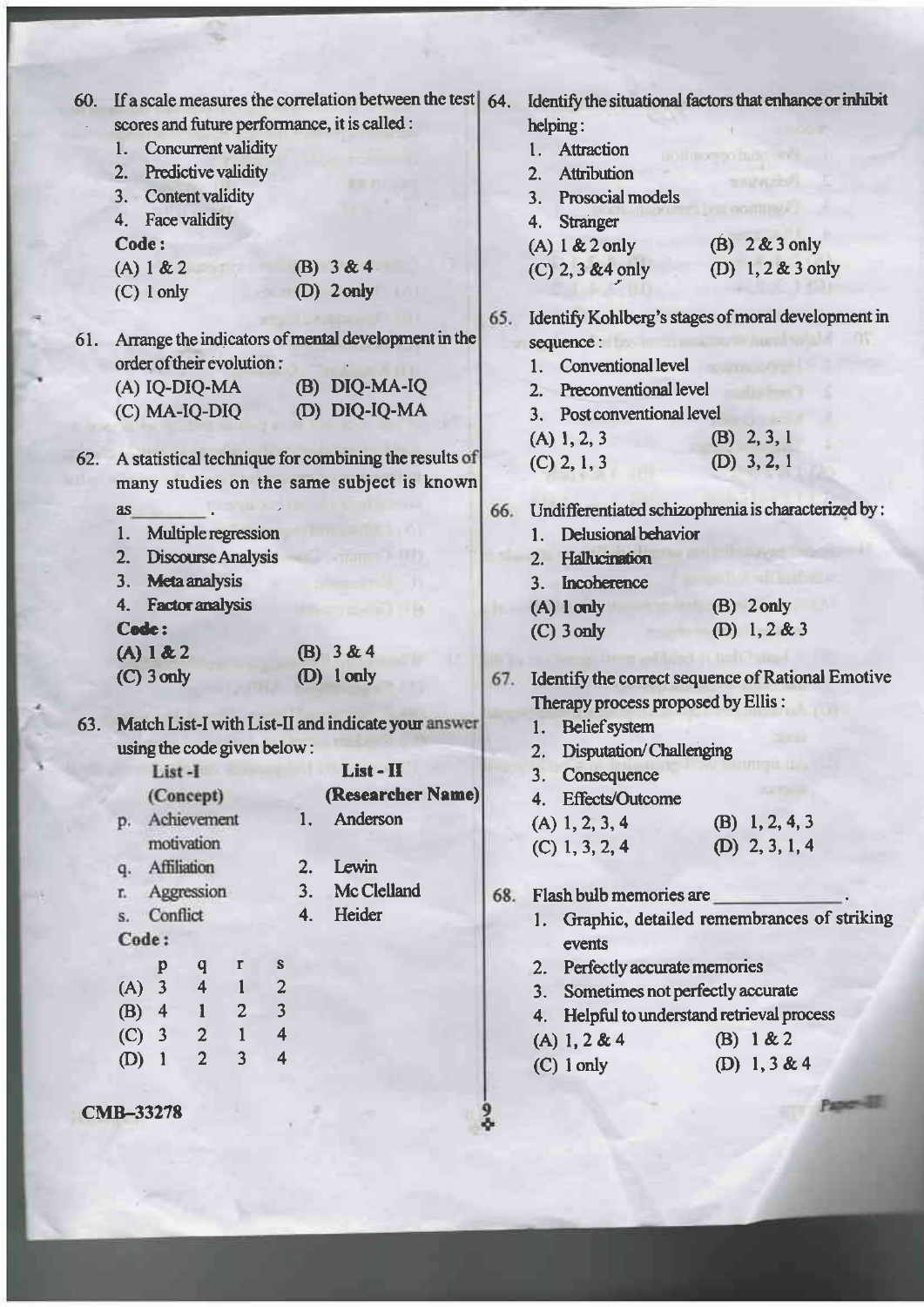60. If a scale measures the correlation between the test scores and future performance, it is called :
   1. Concurrent validity
   2. Predictive validity
   3. Content validity
   4. Face validity

   **Code :**
   (A) 1 & 2 (B) 3 & 4
   (C) 1 only (D) 2 only

61. Arrange the indicators of mental development in the order of their evolution :
   (A) IQ-DIQ-MA (B) DIQ-MA-IQ
   (C) MA-IQ-DIQ (D) DIQ-IQ-MA

62. A statistical technique for combining the results of many studies on the same subject is known as _______ .
   1. Multiple regression
   2. Discourse Analysis
   3. Meta analysis
   4. Factor analysis

   **Code :**
   (A) 1 & 2 (B) 3 & 4
   (C) 3 only (D) 1 only

63. Match List-I with List-II and indicate your answer using the code given below :

| | List - I (Concept) | | List - II (Researcher Name) |
|---|---|---|---|
| p. | Achievement motivation | 1. | Anderson |
| q. | Affiliation | 2. | Lewin |
| r. | Aggression | 3. | Mc Clelland |
| s. | Conflict | 4. | Heider |

   **Code :**

| | p | q | r | s |
|---|---|---|---|---|
| (A) | 3 | 4 | 1 | 2 |
| (B) | 4 | 1 | 2 | 3 |
| (C) | 3 | 2 | 1 | 4 |
| (D) | 1 | 2 | 3 | 4 |

64. Identify the situational factors that enhance or inhibit helping :
   1. Attraction
   2. Attribution
   3. Prosocial models
   4. Stranger

   (A) 1 & 2 only (B) 2 & 3 only
   (C) 2, 3 & 4 only (D) 1, 2 & 3 only

65. Identify Kohlberg's stages of moral development in sequence :
   1. Conventional level
   2. Preconventional level
   3. Post conventional level

   (A) 1, 2, 3 (B) 2, 3, 1
   (C) 2, 1, 3 (D) 3, 2, 1

66. Undifferentiated schizophrenia is characterized by :
   1. Delusional behavior
   2. Hallucination
   3. Incoherence

   (A) 1 only (B) 2 only
   (C) 3 only (D) 1, 2 & 3

67. Identify the correct sequence of Rational Emotive Therapy process proposed by Ellis :
   1. Belief system
   2. Disputation/ Challenging
   3. Consequence
   4. Effects/Outcome

   (A) 1, 2, 3, 4 (B) 1, 2, 4, 3
   (C) 1, 3, 2, 4 (D) 2, 3, 1, 4

68. Flash bulb memories are _____________ .
   1. Graphic, detailed remembrances of striking events
   2. Perfectly accurate memories
   3. Sometimes not perfectly accurate
   4. Helpful to understand retrieval process

   (A) 1, 2 & 4 (B) 1 & 2
   (C) 1 only (D) 1, 3 & 4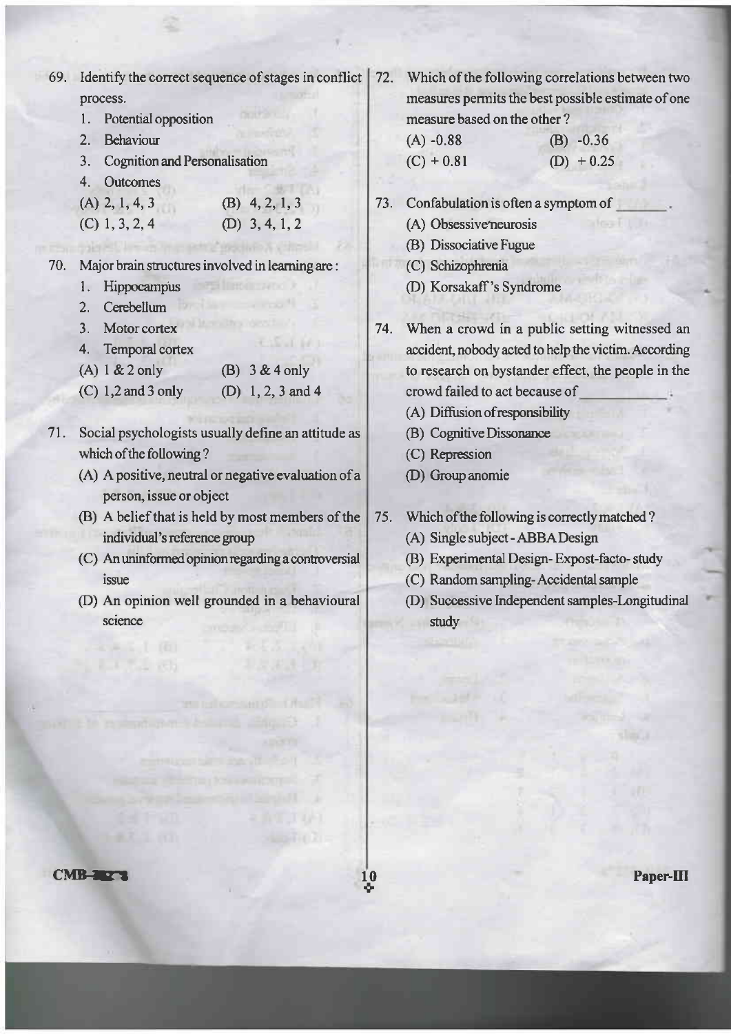69. Identify the correct sequence of stages in conflict process.
    1. Potential opposition
    2. Behaviour
    3. Cognition and Personalisation
    4. Outcomes

    (A) 2, 1, 4, 3 (B) 4, 2, 1, 3
    (C) 1, 3, 2, 4 (D) 3, 4, 1, 2

70. Major brain structures involved in learning are :
    1. Hippocampus
    2. Cerebellum
    3. Motor cortex
    4. Temporal cortex

    (A) 1 & 2 only (B) 3 & 4 only
    (C) 1,2 and 3 only (D) 1, 2, 3 and 4

71. Social psychologists usually define an attitude as which of the following ?
    (A) A positive, neutral or negative evaluation of a person, issue or object
    (B) A belief that is held by most members of the individual's reference group
    (C) An uninformed opinion regarding a controversial issue
    (D) An opinion well grounded in a behavioural science

72. Which of the following correlations between two measures permits the best possible estimate of one measure based on the other ?

    (A) -0.88 (B) -0.36
    (C) + 0.81 (D) + 0.25

73. Confabulation is often a symptom of ______.
    (A) Obsessive neurosis
    (B) Dissociative Fugue
    (C) Schizophrenia
    (D) Korsakaff's Syndrome

74. When a crowd in a public setting witnessed an accident, nobody acted to help the victim. According to research on bystander effect, the people in the crowd failed to act because of ______.
    (A) Diffusion of responsibility
    (B) Cognitive Dissonance
    (C) Repression
    (D) Group anomie

75. Which of the following is correctly matched ?
    (A) Single subject - ABBA Design
    (B) Experimental Design- Expost-facto- study
    (C) Random sampling- Accidental sample
    (D) Successive Independent samples-Longitudinal study